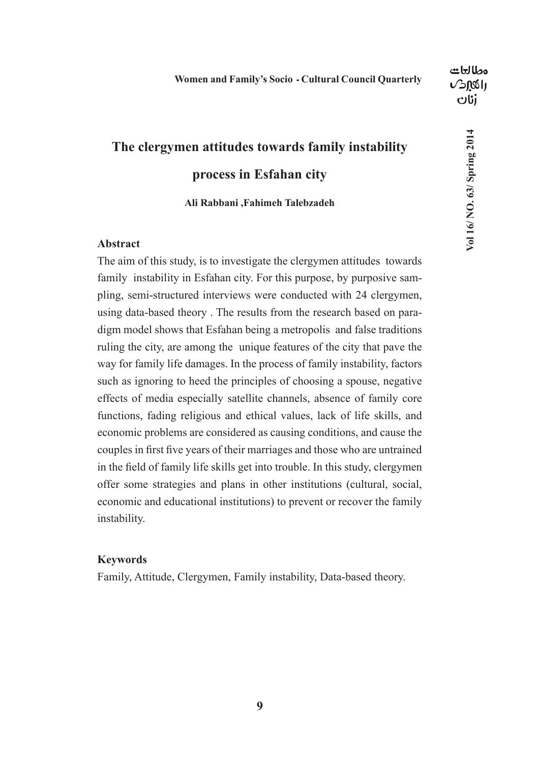# The clergymen attitudes towards family instability process in Esfahan city

**Ali Rabbani ,Fahimeh Talebzadeh**

### Abstract

The aim of this study, is to investigate the clergymen attitudes towards family instability in Esfahan city. For this purpose, by purposive sampling, semi-structured interviews were conducted with 24 clergymen, using data-based theory . The results from the research based on paradigm model shows that Esfahan being a metropolis and false traditions ruling the city, are among the unique features of the city that pave the way for family life damages. In the process of family instability, factors such as ignoring to heed the principles of choosing a spouse, negative effects of media especially satellite channels, absence of family core functions, fading religious and ethical values, lack of life skills, and economic problems are considered as causing conditions, and cause the couples in first five years of their marriages and those who are untrained in the field of family life skills get into trouble. In this study, clergymen offer some strategies and plans in other institutions (cultural, social, economic and educational institutions) to prevent or recover the family instability.

### Keywords

Family, Attitude, Clergymen, Family instability, Data-based theory.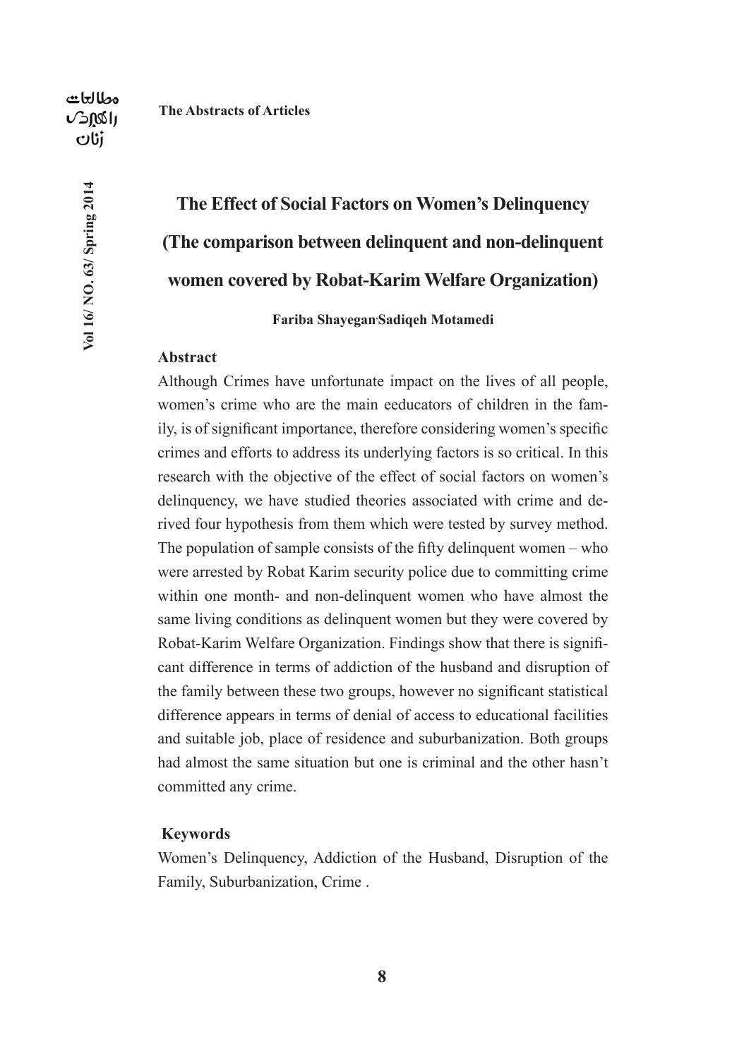# The Effect of Social Factors on Women's Delinquency (The comparison between delinquent and non-delinquent women covered by Robat-Karim Welfare Organization)

**Fariba Shayegan, Sadiqeh Motamedi**

## Abstract

Although Crimes have unfortunate impact on the lives of all people, women's crime who are the main eeducators of children in the family, is of significant importance, therefore considering women's specific crimes and efforts to address its underlying factors is so critical. In this research with the objective of the effect of social factors on women's delinquency, we have studied theories associated with crime and derived four hypothesis from them which were tested by survey method. The population of sample consists of the fifty delinquent women – who were arrested by Robat Karim security police due to committing crime within one month- and non-delinquent women who have almost the same living conditions as delinquent women but they were covered by Robat-Karim Welfare Organization. Findings show that there is significant difference in terms of addiction of the husband and disruption of the family between these two groups, however no significant statistical difference appears in terms of denial of access to educational facilities and suitable job, place of residence and suburbanization. Both groups had almost the same situation but one is criminal and the other hasn't committed any crime.

## Keywords

Women's Delinquency, Addiction of the Husband, Disruption of the Family, Suburbanization, Crime .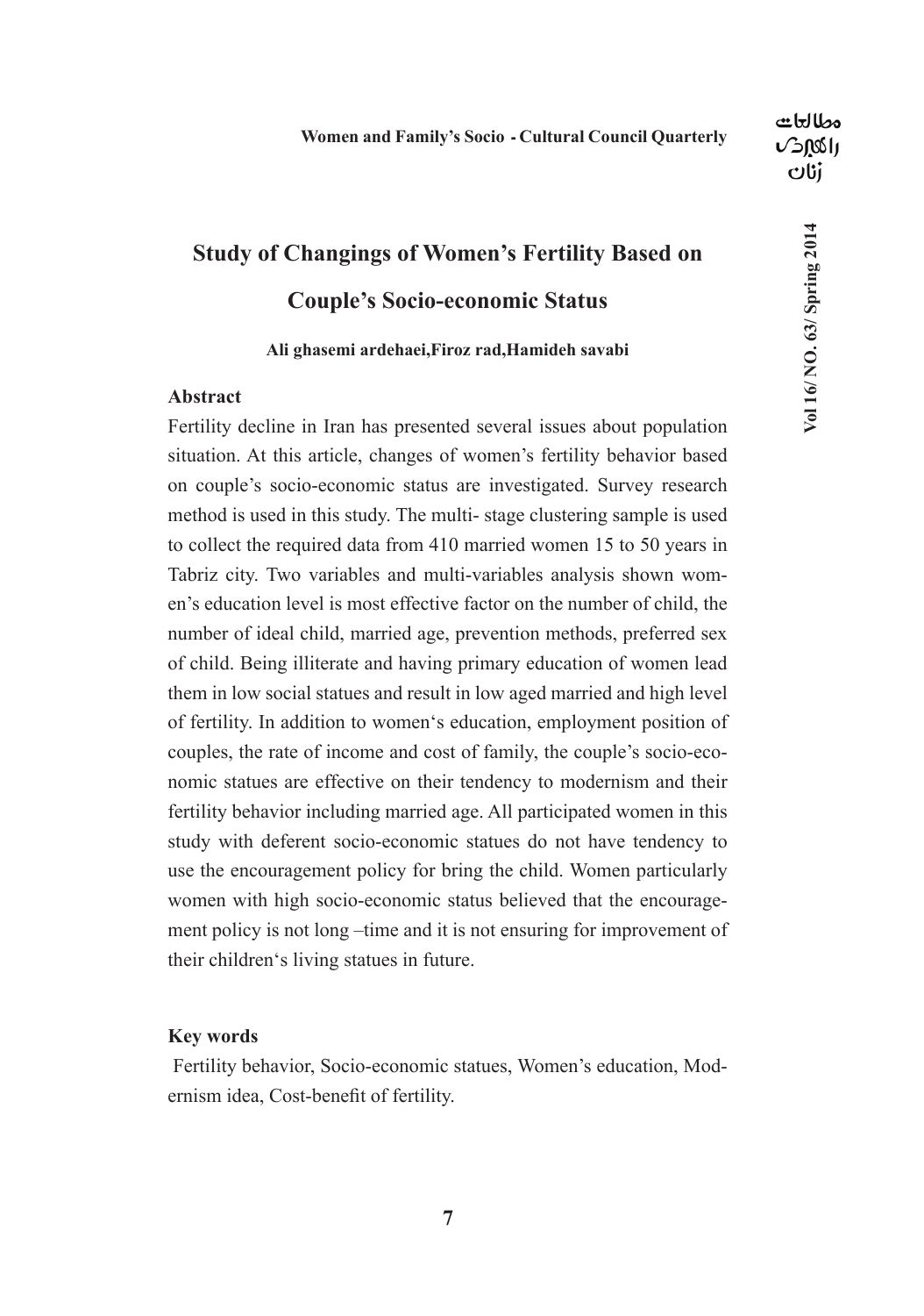# Study of Changings of Women's Fertility Based on Couple's Socio-economic Status

**Ali ghasemi ardehaei,Firoz rad,Hamideh savabi**

## Abstract

Fertility decline in Iran has presented several issues about population situation. At this article, changes of women's fertility behavior based on couple's socio-economic status are investigated. Survey research method is used in this study. The multi- stage clustering sample is used to collect the required data from 410 married women 15 to 50 years in Tabriz city. Two variables and multi-variables analysis shown women's education level is most effective factor on the number of child, the number of ideal child, married age, prevention methods, preferred sex of child. Being illiterate and having primary education of women lead them in low social statues and result in low aged married and high level of fertility. In addition to women's education, employment position of couples, the rate of income and cost of family, the couple's socio-economic statues are effective on their tendency to modernism and their fertility behavior including married age. All participated women in this study with deferent socio-economic statues do not have tendency to use the encouragement policy for bring the child. Women particularly women with high socio-economic status believed that the encouragement policy is not long –time and it is not ensuring for improvement of their children's living statues in future.

## Key words

Fertility behavior, Socio-economic statues, Women's education, Modernism idea, Cost-benefit of fertility.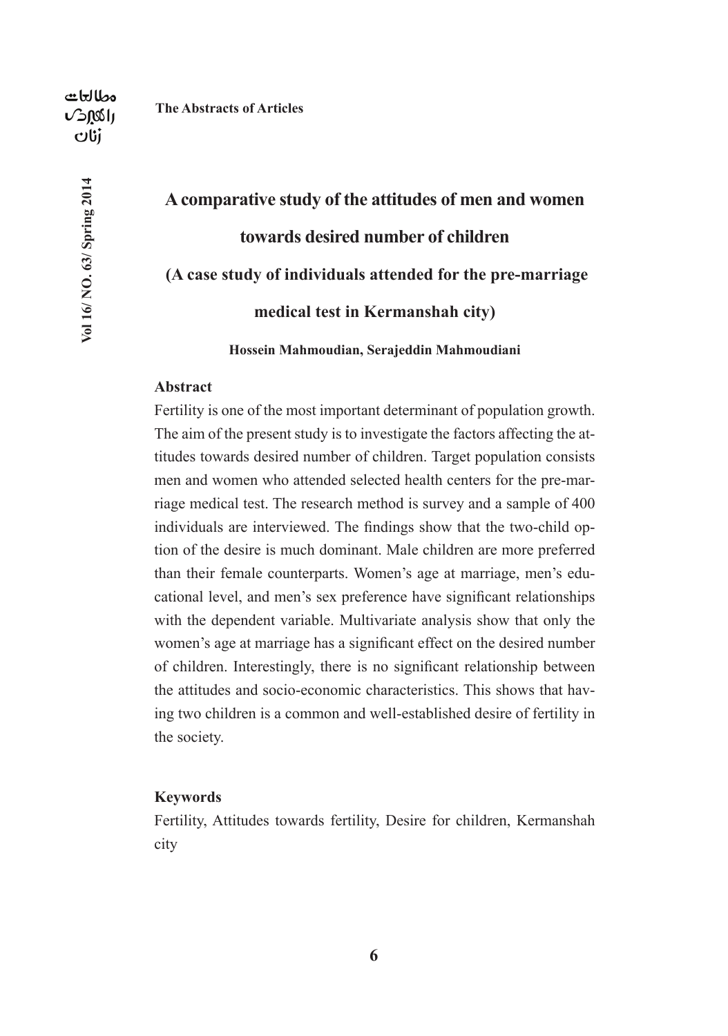# A comparative study of the attitudes of men and women towards desired number of children
## (A case study of individuals attended for the pre-marriage medical test in Kermanshah city)

**Hossein Mahmoudian, Serajeddin Mahmoudiani**

### Abstract

Fertility is one of the most important determinant of population growth. The aim of the present study is to investigate the factors affecting the attitudes towards desired number of children. Target population consists men and women who attended selected health centers for the pre-marriage medical test. The research method is survey and a sample of 400 individuals are interviewed. The findings show that the two-child option of the desire is much dominant. Male children are more preferred than their female counterparts. Women's age at marriage, men's educational level, and men's sex preference have significant relationships with the dependent variable. Multivariate analysis show that only the women's age at marriage has a significant effect on the desired number of children. Interestingly, there is no significant relationship between the attitudes and socio-economic characteristics. This shows that having two children is a common and well-established desire of fertility in the society.

### Keywords

Fertility, Attitudes towards fertility, Desire for children, Kermanshah city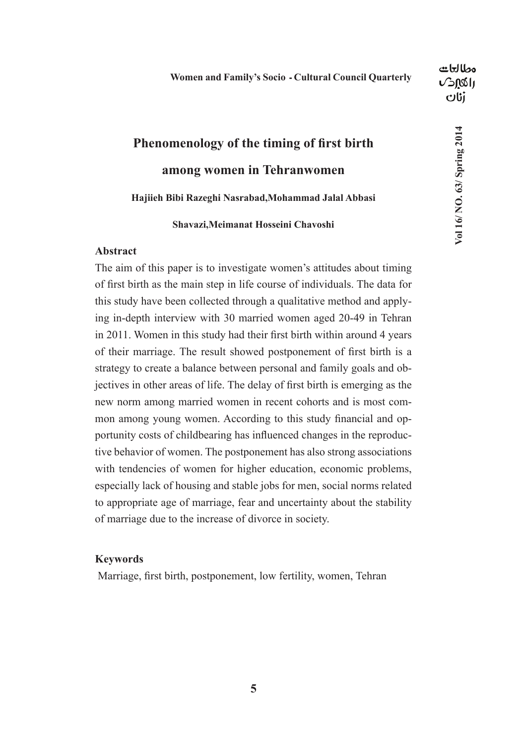# Phenomenology of the timing of first birth among women in Tehranwomen

**Hajiieh Bibi Razeghi Nasrabad,Mohammad Jalal Abbasi Shavazi,Meimanat Hosseini Chavoshi**

## Abstract

The aim of this paper is to investigate women's attitudes about timing of first birth as the main step in life course of individuals. The data for this study have been collected through a qualitative method and applying in-depth interview with 30 married women aged 20-49 in Tehran in 2011. Women in this study had their first birth within around 4 years of their marriage. The result showed postponement of first birth is a strategy to create a balance between personal and family goals and objectives in other areas of life. The delay of first birth is emerging as the new norm among married women in recent cohorts and is most common among young women. According to this study financial and opportunity costs of childbearing has influenced changes in the reproductive behavior of women. The postponement has also strong associations with tendencies of women for higher education, economic problems, especially lack of housing and stable jobs for men, social norms related to appropriate age of marriage, fear and uncertainty about the stability of marriage due to the increase of divorce in society.

## Keywords

Marriage, first birth, postponement, low fertility, women, Tehran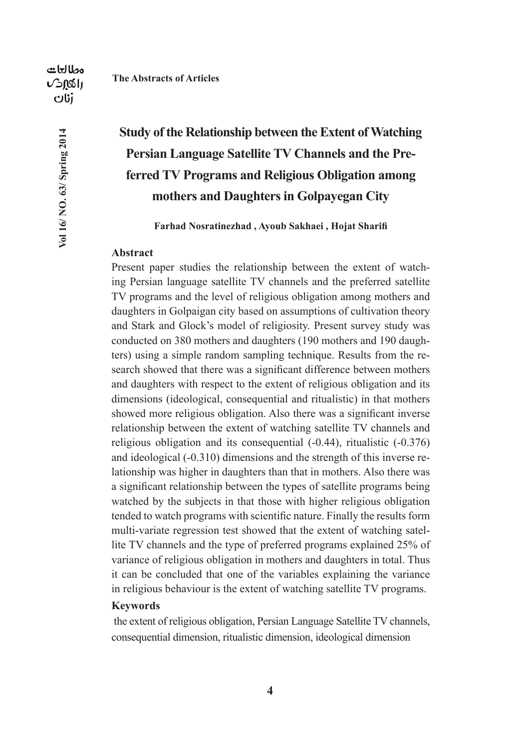# Study of the Relationship between the Extent of Watching Persian Language Satellite TV Channels and the Preferred TV Programs and Religious Obligation among mothers and Daughters in Golpayegan City

**Farhad Nosratinezhad , Ayoub Sakhaei , Hojat Sharifi**

### Abstract

Present paper studies the relationship between the extent of watching Persian language satellite TV channels and the preferred satellite TV programs and the level of religious obligation among mothers and daughters in Golpaigan city based on assumptions of cultivation theory and Stark and Glock's model of religiosity. Present survey study was conducted on 380 mothers and daughters (190 mothers and 190 daughters) using a simple random sampling technique. Results from the research showed that there was a significant difference between mothers and daughters with respect to the extent of religious obligation and its dimensions (ideological, consequential and ritualistic) in that mothers showed more religious obligation. Also there was a significant inverse relationship between the extent of watching satellite TV channels and religious obligation and its consequential (-0.44), ritualistic (-0.376) and ideological (-0.310) dimensions and the strength of this inverse relationship was higher in daughters than that in mothers. Also there was a significant relationship between the types of satellite programs being watched by the subjects in that those with higher religious obligation tended to watch programs with scientific nature. Finally the results form multi-variate regression test showed that the extent of watching satellite TV channels and the type of preferred programs explained 25% of variance of religious obligation in mothers and daughters in total. Thus it can be concluded that one of the variables explaining the variance in religious behaviour is the extent of watching satellite TV programs.

### Keywords

the extent of religious obligation, Persian Language Satellite TV channels, consequential dimension, ritualistic dimension, ideological dimension